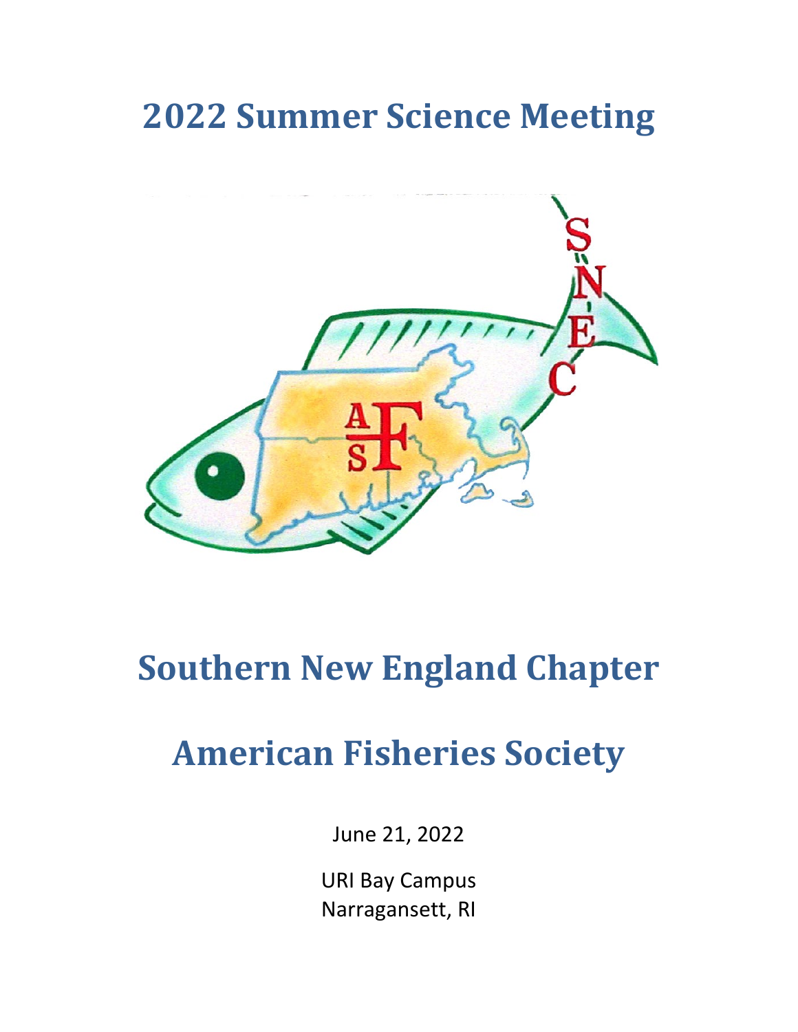# 2022 Summer Science Meeting

# Southern New England Chapter

# American Fisheries Society

June 21, 2022

URI Bay Campus
Narragansett, RI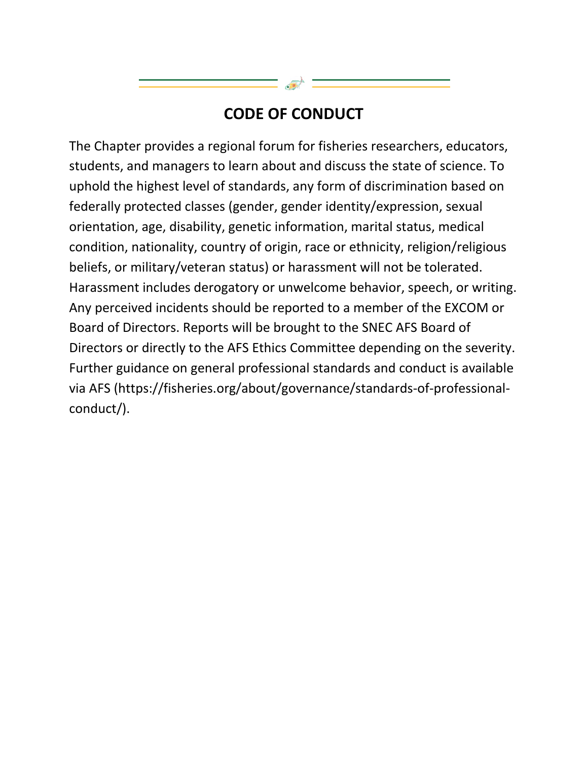## CODE OF CONDUCT

The Chapter provides a regional forum for fisheries researchers, educators, students, and managers to learn about and discuss the state of science. To uphold the highest level of standards, any form of discrimination based on federally protected classes (gender, gender identity/expression, sexual orientation, age, disability, genetic information, marital status, medical condition, nationality, country of origin, race or ethnicity, religion/religious beliefs, or military/veteran status) or harassment will not be tolerated. Harassment includes derogatory or unwelcome behavior, speech, or writing. Any perceived incidents should be reported to a member of the EXCOM or Board of Directors. Reports will be brought to the SNEC AFS Board of Directors or directly to the AFS Ethics Committee depending on the severity. Further guidance on general professional standards and conduct is available via AFS (https://fisheries.org/about/governance/standards-of-professional-conduct/).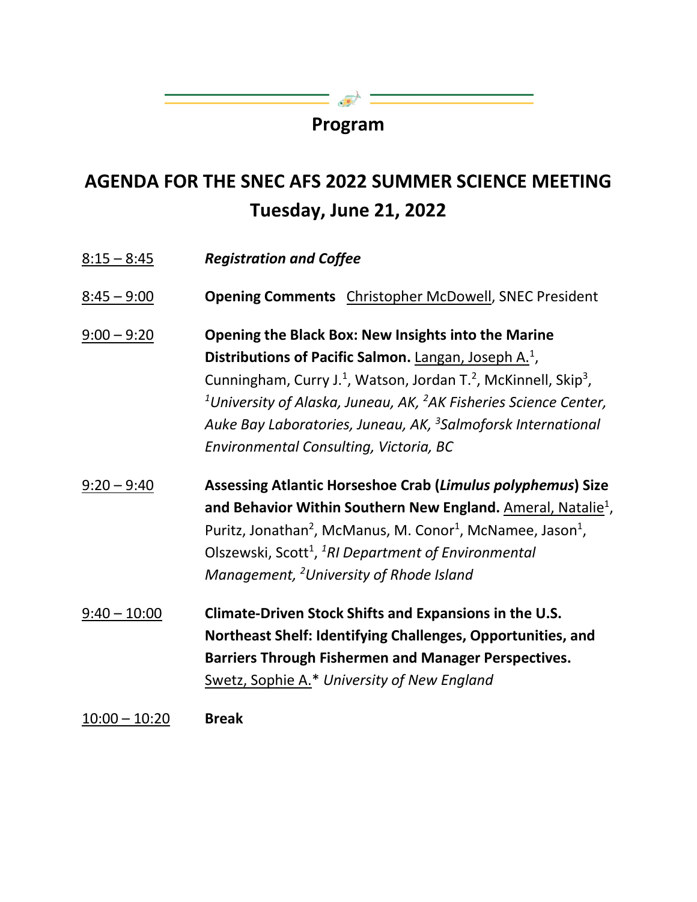## Program

# AGENDA FOR THE SNEC AFS 2022 SUMMER SCIENCE MEETING
# Tuesday, June 21, 2022

8:15 – 8:45 ***Registration and Coffee***

8:45 – 9:00 **Opening Comments** Christopher McDowell, SNEC President

9:00 – 9:20 **Opening the Black Box: New Insights into the Marine Distributions of Pacific Salmon.** Langan, Joseph A.[1], Cunningham, Curry J.[1], Watson, Jordan T.[2], McKinnell, Skip[3], *[1]University of Alaska, Juneau, AK, [2]AK Fisheries Science Center, Auke Bay Laboratories, Juneau, AK, [3]Salmoforsk International Environmental Consulting, Victoria, BC*

9:20 – 9:40 **Assessing Atlantic Horseshoe Crab (*Limulus polyphemus*) Size and Behavior Within Southern New England.** Ameral, Natalie[1], Puritz, Jonathan[2], McManus, M. Conor[1], McNamee, Jason[1], Olszewski, Scott[1], *[1]RI Department of Environmental Management, [2]University of Rhode Island*

9:40 – 10:00 **Climate-Driven Stock Shifts and Expansions in the U.S. Northeast Shelf: Identifying Challenges, Opportunities, and Barriers Through Fishermen and Manager Perspectives.** Swetz, Sophie A.* *University of New England*

10:00 – 10:20 **Break**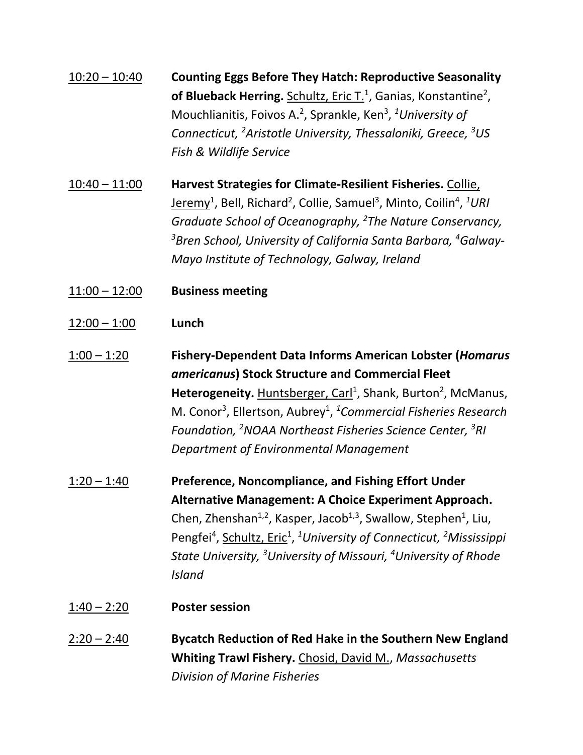10:20 – 10:40 **Counting Eggs Before They Hatch: Reproductive Seasonality of Blueback Herring.** Schultz, Eric T.[1], Ganias, Konstantine[2], Mouchlianitis, Foivos A.[2], Sprankle, Ken[3], *[1]University of Connecticut, [2]Aristotle University, Thessaloniki, Greece, [3]US Fish & Wildlife Service*

10:40 – 11:00 **Harvest Strategies for Climate-Resilient Fisheries.** Collie, Jeremy[1], Bell, Richard[2], Collie, Samuel[3], Minto, Coilin[4], *[1]URI Graduate School of Oceanography, [2]The Nature Conservancy, [3]Bren School, University of California Santa Barbara, [4]Galway-Mayo Institute of Technology, Galway, Ireland*

11:00 – 12:00 **Business meeting**

12:00 – 1:00 **Lunch**

1:00 – 1:20 **Fishery-Dependent Data Informs American Lobster (*Homarus americanus*) Stock Structure and Commercial Fleet Heterogeneity.** Huntsberger, Carl[1], Shank, Burton[2], McManus, M. Conor[3], Ellertson, Aubrey[1], *[1]Commercial Fisheries Research Foundation, [2]NOAA Northeast Fisheries Science Center, [3]RI Department of Environmental Management*

1:20 – 1:40 **Preference, Noncompliance, and Fishing Effort Under Alternative Management: A Choice Experiment Approach.** Chen, Zhenshan[1,2], Kasper, Jacob[1,3], Swallow, Stephen[1], Liu, Pengfei[4], Schultz, Eric[1], *[1]University of Connecticut, [2]Mississippi State University, [3]University of Missouri, [4]University of Rhode Island*

1:40 – 2:20 **Poster session**

2:20 – 2:40 **Bycatch Reduction of Red Hake in the Southern New England Whiting Trawl Fishery.** Chosid, David M., *Massachusetts Division of Marine Fisheries*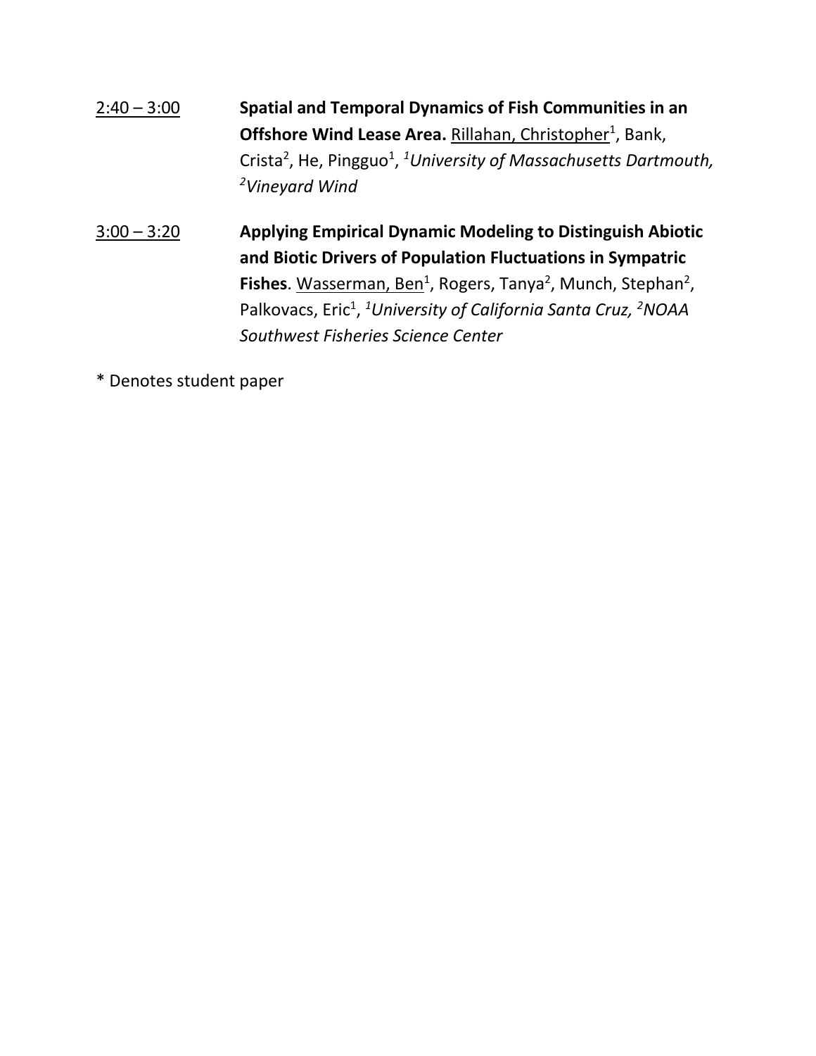<u>2:40 – 3:00</u> **Spatial and Temporal Dynamics of Fish Communities in an Offshore Wind Lease Area.** <u>Rillahan, Christopher</u>[1], Bank, Crista[2], He, Pingguo[1], *[1]University of Massachusetts Dartmouth, [2]Vineyard Wind*

<u>3:00 – 3:20</u> **Applying Empirical Dynamic Modeling to Distinguish Abiotic and Biotic Drivers of Population Fluctuations in Sympatric Fishes**. <u>Wasserman, Ben</u>[1], Rogers, Tanya[2], Munch, Stephan[2], Palkovacs, Eric[1], *[1]University of California Santa Cruz, [2]NOAA Southwest Fisheries Science Center*

* Denotes student paper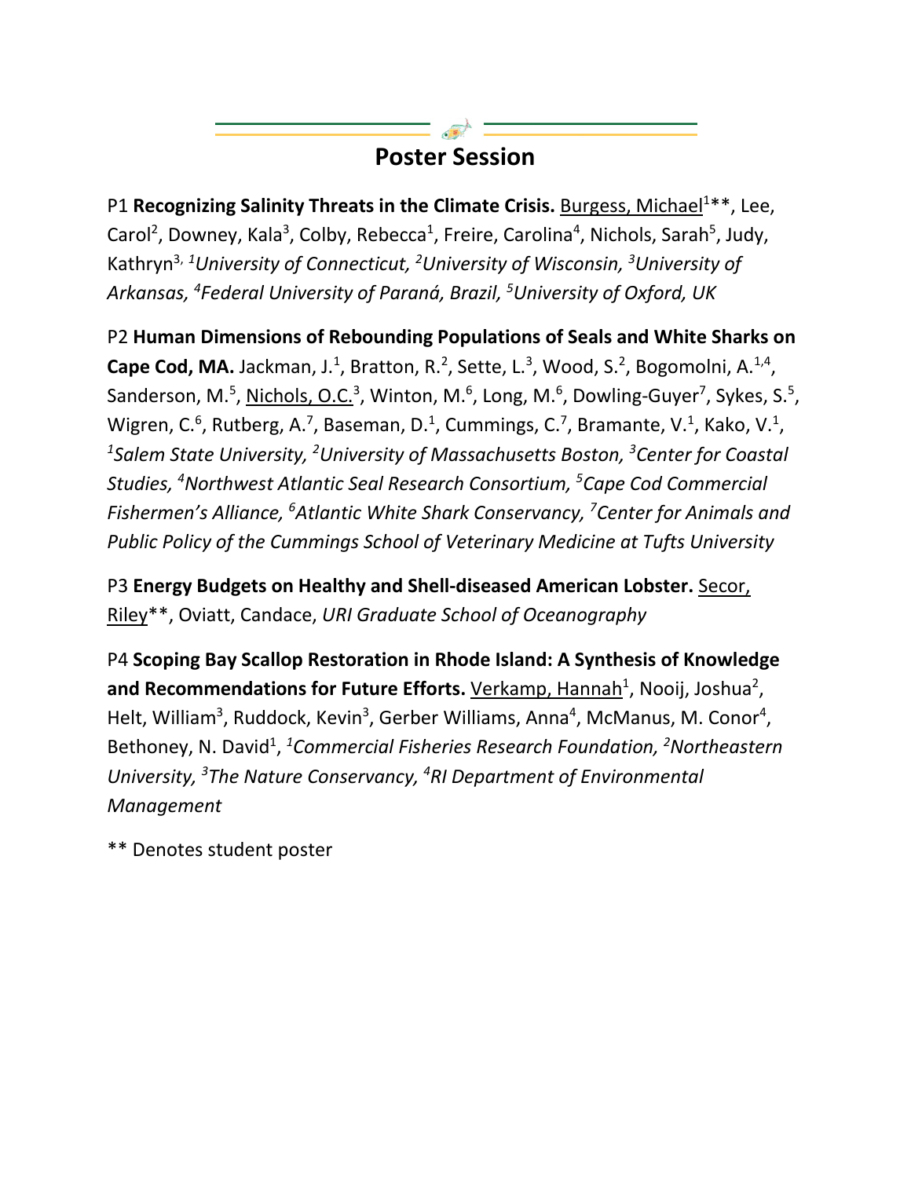# Poster Session

P1 **Recognizing Salinity Threats in the Climate Crisis.** Burgess, Michael[1]**, Lee, Carol[2], Downey, Kala[3], Colby, Rebecca[1], Freire, Carolina[4], Nichols, Sarah[5], Judy, Kathryn[3], *[1]University of Connecticut, [2]University of Wisconsin, [3]University of Arkansas, [4]Federal University of Paraná, Brazil, [5]University of Oxford, UK*

P2 **Human Dimensions of Rebounding Populations of Seals and White Sharks on Cape Cod, MA.** Jackman, J.[1], Bratton, R.[2], Sette, L.[3], Wood, S.[2], Bogomolni, A.[1,4], Sanderson, M.[5], Nichols, O.C.[3], Winton, M.[6], Long, M.[6], Dowling-Guyer[7], Sykes, S.[5], Wigren, C.[6], Rutberg, A.[7], Baseman, D.[1], Cummings, C.[7], Bramante, V.[1], Kako, V.[1], *[1]Salem State University, [2]University of Massachusetts Boston, [3]Center for Coastal Studies, [4]Northwest Atlantic Seal Research Consortium, [5]Cape Cod Commercial Fishermen's Alliance, [6]Atlantic White Shark Conservancy, [7]Center for Animals and Public Policy of the Cummings School of Veterinary Medicine at Tufts University*

P3 **Energy Budgets on Healthy and Shell-diseased American Lobster.** Secor, Riley**, Oviatt, Candace, *URI Graduate School of Oceanography*

P4 **Scoping Bay Scallop Restoration in Rhode Island: A Synthesis of Knowledge and Recommendations for Future Efforts.** Verkamp, Hannah[1], Nooij, Joshua[2], Helt, William[3], Ruddock, Kevin[3], Gerber Williams, Anna[4], McManus, M. Conor[4], Bethoney, N. David[1], *[1]Commercial Fisheries Research Foundation, [2]Northeastern University, [3]The Nature Conservancy, [4]RI Department of Environmental Management*

** Denotes student poster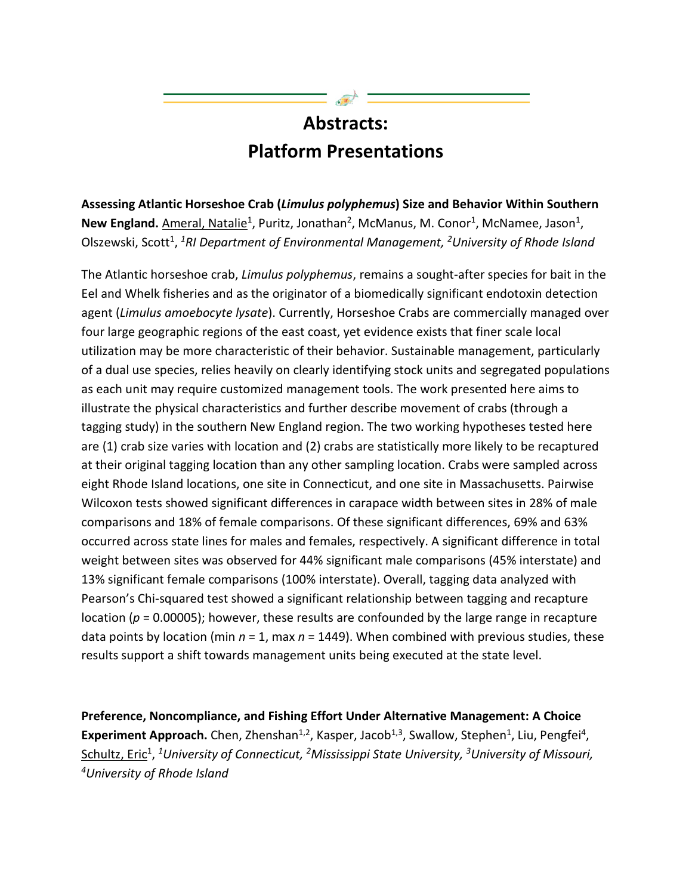# Abstracts: Platform Presentations

**Assessing Atlantic Horseshoe Crab (*Limulus polyphemus*) Size and Behavior Within Southern New England.** Ameral, Natalie[1], Puritz, Jonathan[2], McManus, M. Conor[1], McNamee, Jason[1], Olszewski, Scott[1], *[1]RI Department of Environmental Management, [2]University of Rhode Island*

The Atlantic horseshoe crab, *Limulus polyphemus*, remains a sought-after species for bait in the Eel and Whelk fisheries and as the originator of a biomedically significant endotoxin detection agent (*Limulus amoebocyte lysate*). Currently, Horseshoe Crabs are commercially managed over four large geographic regions of the east coast, yet evidence exists that finer scale local utilization may be more characteristic of their behavior. Sustainable management, particularly of a dual use species, relies heavily on clearly identifying stock units and segregated populations as each unit may require customized management tools. The work presented here aims to illustrate the physical characteristics and further describe movement of crabs (through a tagging study) in the southern New England region. The two working hypotheses tested here are (1) crab size varies with location and (2) crabs are statistically more likely to be recaptured at their original tagging location than any other sampling location. Crabs were sampled across eight Rhode Island locations, one site in Connecticut, and one site in Massachusetts. Pairwise Wilcoxon tests showed significant differences in carapace width between sites in 28% of male comparisons and 18% of female comparisons. Of these significant differences, 69% and 63% occurred across state lines for males and females, respectively. A significant difference in total weight between sites was observed for 44% significant male comparisons (45% interstate) and 13% significant female comparisons (100% interstate). Overall, tagging data analyzed with Pearson's Chi-squared test showed a significant relationship between tagging and recapture location ($p$ = 0.00005); however, these results are confounded by the large range in recapture data points by location (min $n$ = 1, max $n$ = 1449). When combined with previous studies, these results support a shift towards management units being executed at the state level.

**Preference, Noncompliance, and Fishing Effort Under Alternative Management: A Choice Experiment Approach.** Chen, Zhenshan[1,2], Kasper, Jacob[1,3], Swallow, Stephen[1], Liu, Pengfei[4], Schultz, Eric[1], *[1]University of Connecticut, [2]Mississippi State University, [3]University of Missouri, [4]University of Rhode Island*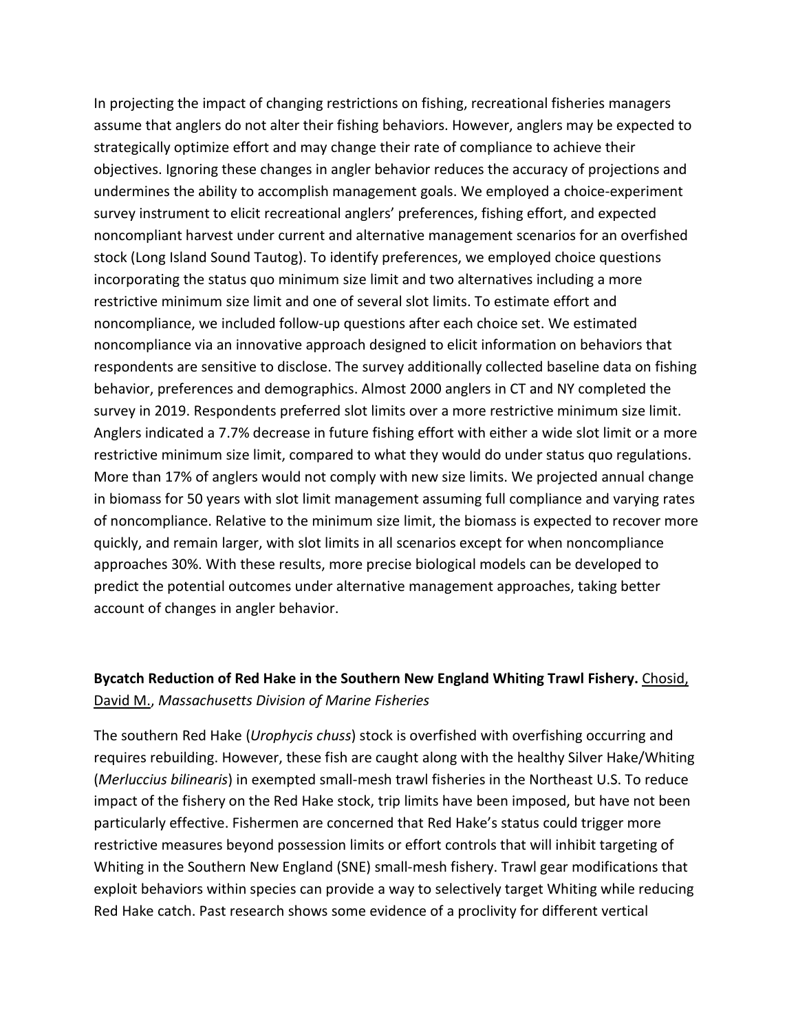In projecting the impact of changing restrictions on fishing, recreational fisheries managers assume that anglers do not alter their fishing behaviors. However, anglers may be expected to strategically optimize effort and may change their rate of compliance to achieve their objectives. Ignoring these changes in angler behavior reduces the accuracy of projections and undermines the ability to accomplish management goals. We employed a choice-experiment survey instrument to elicit recreational anglers' preferences, fishing effort, and expected noncompliant harvest under current and alternative management scenarios for an overfished stock (Long Island Sound Tautog). To identify preferences, we employed choice questions incorporating the status quo minimum size limit and two alternatives including a more restrictive minimum size limit and one of several slot limits. To estimate effort and noncompliance, we included follow-up questions after each choice set. We estimated noncompliance via an innovative approach designed to elicit information on behaviors that respondents are sensitive to disclose. The survey additionally collected baseline data on fishing behavior, preferences and demographics. Almost 2000 anglers in CT and NY completed the survey in 2019. Respondents preferred slot limits over a more restrictive minimum size limit. Anglers indicated a 7.7% decrease in future fishing effort with either a wide slot limit or a more restrictive minimum size limit, compared to what they would do under status quo regulations. More than 17% of anglers would not comply with new size limits. We projected annual change in biomass for 50 years with slot limit management assuming full compliance and varying rates of noncompliance. Relative to the minimum size limit, the biomass is expected to recover more quickly, and remain larger, with slot limits in all scenarios except for when noncompliance approaches 30%. With these results, more precise biological models can be developed to predict the potential outcomes under alternative management approaches, taking better account of changes in angler behavior.

**Bycatch Reduction of Red Hake in the Southern New England Whiting Trawl Fishery.** Chosid, David M., *Massachusetts Division of Marine Fisheries*

The southern Red Hake (*Urophycis chuss*) stock is overfished with overfishing occurring and requires rebuilding. However, these fish are caught along with the healthy Silver Hake/Whiting (*Merluccius bilinearis*) in exempted small-mesh trawl fisheries in the Northeast U.S. To reduce impact of the fishery on the Red Hake stock, trip limits have been imposed, but have not been particularly effective. Fishermen are concerned that Red Hake's status could trigger more restrictive measures beyond possession limits or effort controls that will inhibit targeting of Whiting in the Southern New England (SNE) small-mesh fishery. Trawl gear modifications that exploit behaviors within species can provide a way to selectively target Whiting while reducing Red Hake catch. Past research shows some evidence of a proclivity for different vertical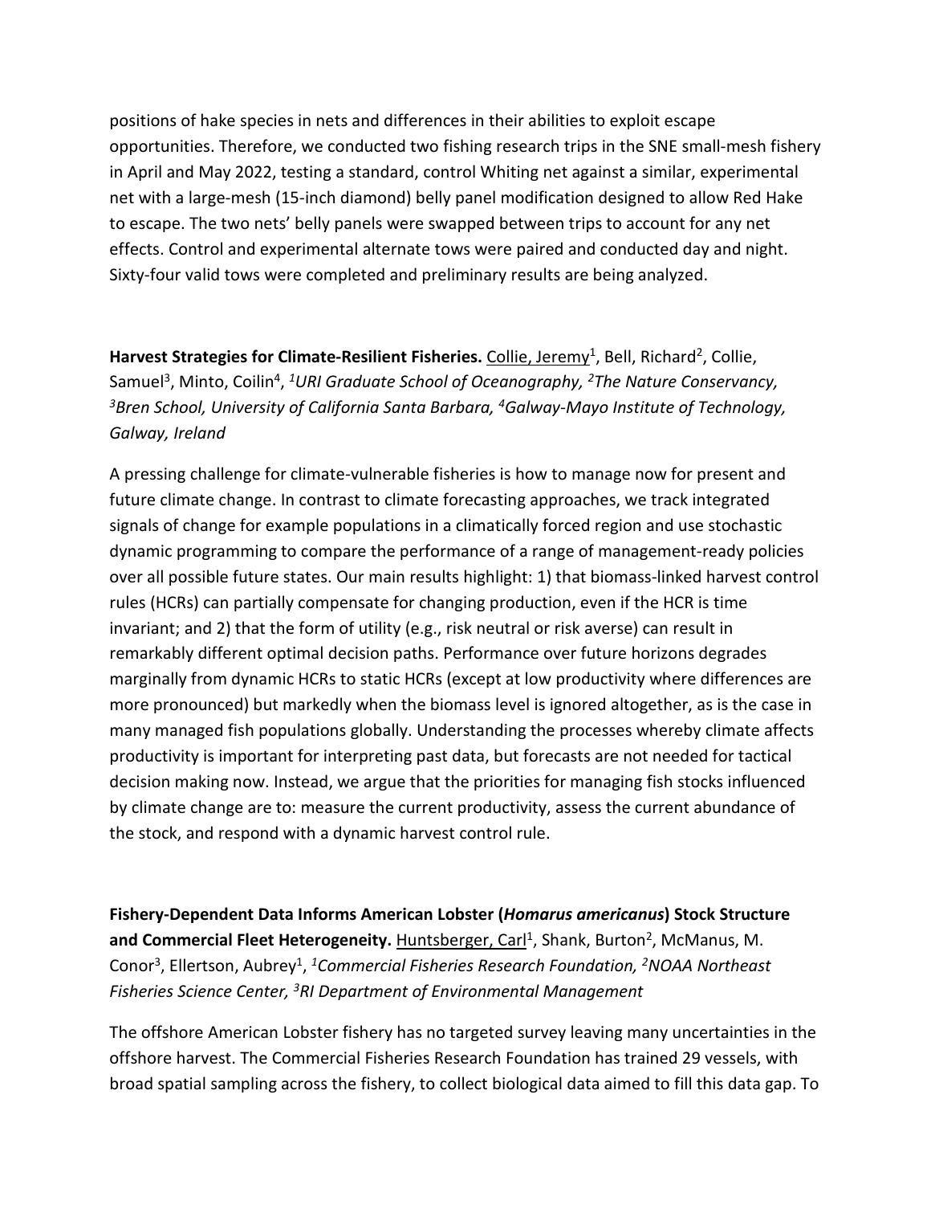positions of hake species in nets and differences in their abilities to exploit escape opportunities. Therefore, we conducted two fishing research trips in the SNE small-mesh fishery in April and May 2022, testing a standard, control Whiting net against a similar, experimental net with a large-mesh (15-inch diamond) belly panel modification designed to allow Red Hake to escape. The two nets' belly panels were swapped between trips to account for any net effects. Control and experimental alternate tows were paired and conducted day and night. Sixty-four valid tows were completed and preliminary results are being analyzed.

**Harvest Strategies for Climate-Resilient Fisheries.** Collie, Jeremy[1], Bell, Richard[2], Collie, Samuel[3], Minto, Coilin[4], *[1]URI Graduate School of Oceanography, [2]The Nature Conservancy, [3]Bren School, University of California Santa Barbara, [4]Galway-Mayo Institute of Technology, Galway, Ireland*

A pressing challenge for climate-vulnerable fisheries is how to manage now for present and future climate change. In contrast to climate forecasting approaches, we track integrated signals of change for example populations in a climatically forced region and use stochastic dynamic programming to compare the performance of a range of management-ready policies over all possible future states. Our main results highlight: 1) that biomass-linked harvest control rules (HCRs) can partially compensate for changing production, even if the HCR is time invariant; and 2) that the form of utility (e.g., risk neutral or risk averse) can result in remarkably different optimal decision paths. Performance over future horizons degrades marginally from dynamic HCRs to static HCRs (except at low productivity where differences are more pronounced) but markedly when the biomass level is ignored altogether, as is the case in many managed fish populations globally. Understanding the processes whereby climate affects productivity is important for interpreting past data, but forecasts are not needed for tactical decision making now. Instead, we argue that the priorities for managing fish stocks influenced by climate change are to: measure the current productivity, assess the current abundance of the stock, and respond with a dynamic harvest control rule.

**Fishery-Dependent Data Informs American Lobster (*Homarus americanus*) Stock Structure and Commercial Fleet Heterogeneity.** Huntsberger, Carl[1], Shank, Burton[2], McManus, M. Conor[3], Ellertson, Aubrey[1], *[1]Commercial Fisheries Research Foundation, [2]NOAA Northeast Fisheries Science Center, [3]RI Department of Environmental Management*

The offshore American Lobster fishery has no targeted survey leaving many uncertainties in the offshore harvest. The Commercial Fisheries Research Foundation has trained 29 vessels, with broad spatial sampling across the fishery, to collect biological data aimed to fill this data gap. To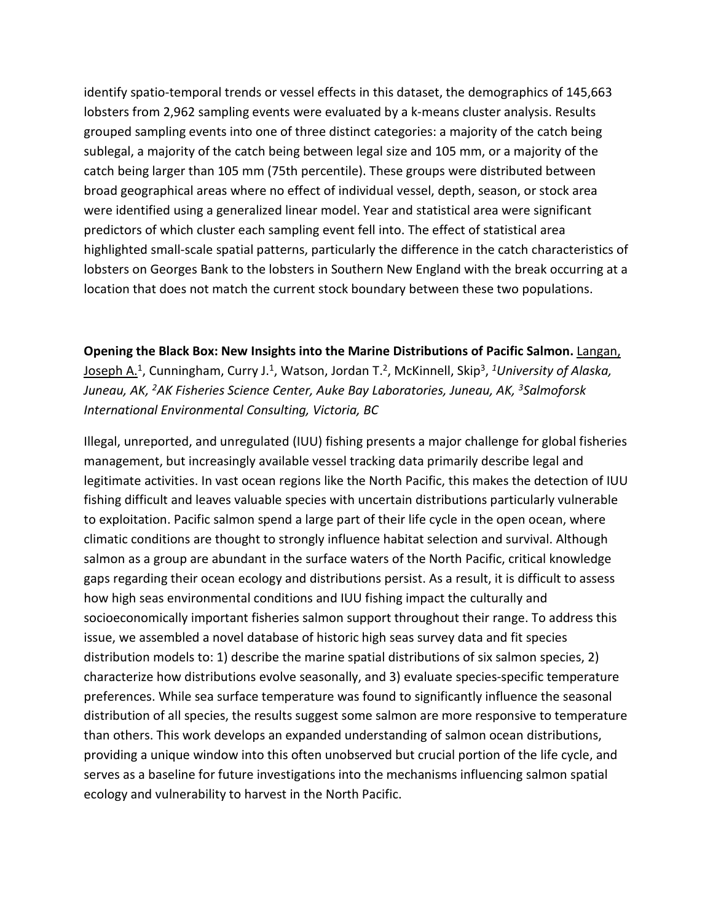identify spatio-temporal trends or vessel effects in this dataset, the demographics of 145,663 lobsters from 2,962 sampling events were evaluated by a k-means cluster analysis. Results grouped sampling events into one of three distinct categories: a majority of the catch being sublegal, a majority of the catch being between legal size and 105 mm, or a majority of the catch being larger than 105 mm (75th percentile). These groups were distributed between broad geographical areas where no effect of individual vessel, depth, season, or stock area were identified using a generalized linear model. Year and statistical area were significant predictors of which cluster each sampling event fell into. The effect of statistical area highlighted small-scale spatial patterns, particularly the difference in the catch characteristics of lobsters on Georges Bank to the lobsters in Southern New England with the break occurring at a location that does not match the current stock boundary between these two populations.

**Opening the Black Box: New Insights into the Marine Distributions of Pacific Salmon.** Langan, Joseph A.[1], Cunningham, Curry J.[1], Watson, Jordan T.[2], McKinnell, Skip[3], *[1]University of Alaska, Juneau, AK, [2]AK Fisheries Science Center, Auke Bay Laboratories, Juneau, AK, [3]Salmoforsk International Environmental Consulting, Victoria, BC*

Illegal, unreported, and unregulated (IUU) fishing presents a major challenge for global fisheries management, but increasingly available vessel tracking data primarily describe legal and legitimate activities. In vast ocean regions like the North Pacific, this makes the detection of IUU fishing difficult and leaves valuable species with uncertain distributions particularly vulnerable to exploitation. Pacific salmon spend a large part of their life cycle in the open ocean, where climatic conditions are thought to strongly influence habitat selection and survival. Although salmon as a group are abundant in the surface waters of the North Pacific, critical knowledge gaps regarding their ocean ecology and distributions persist. As a result, it is difficult to assess how high seas environmental conditions and IUU fishing impact the culturally and socioeconomically important fisheries salmon support throughout their range. To address this issue, we assembled a novel database of historic high seas survey data and fit species distribution models to: 1) describe the marine spatial distributions of six salmon species, 2) characterize how distributions evolve seasonally, and 3) evaluate species-specific temperature preferences. While sea surface temperature was found to significantly influence the seasonal distribution of all species, the results suggest some salmon are more responsive to temperature than others. This work develops an expanded understanding of salmon ocean distributions, providing a unique window into this often unobserved but crucial portion of the life cycle, and serves as a baseline for future investigations into the mechanisms influencing salmon spatial ecology and vulnerability to harvest in the North Pacific.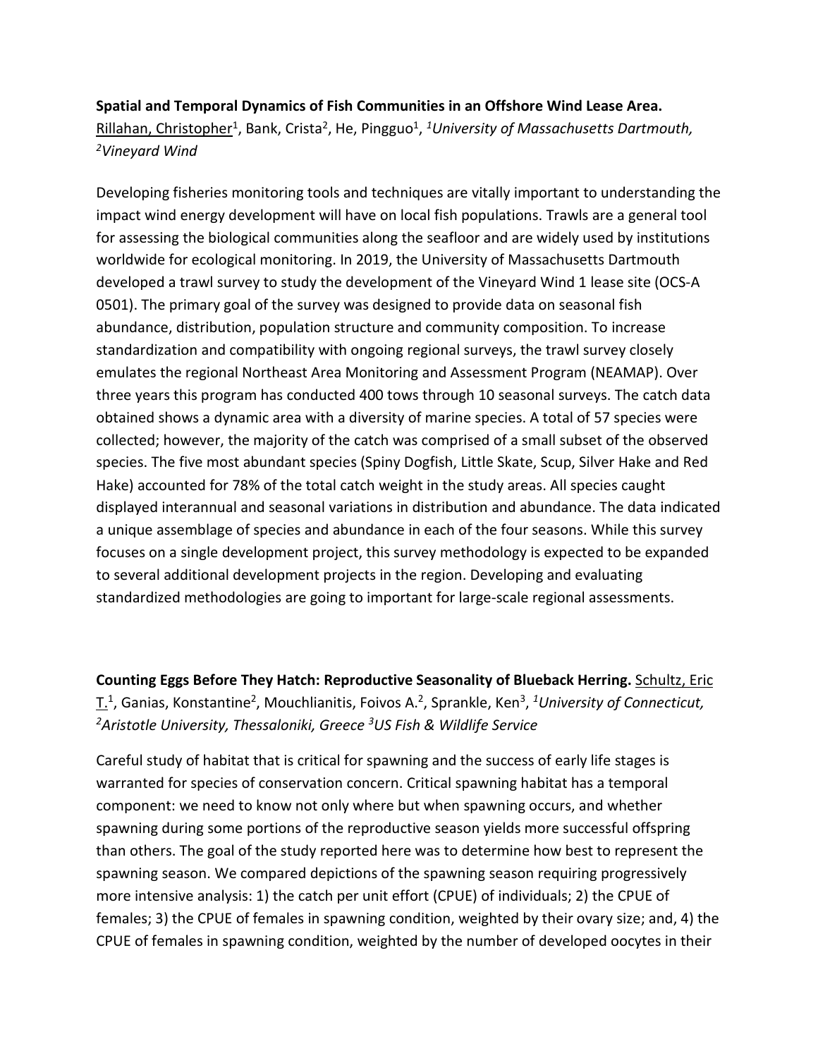**Spatial and Temporal Dynamics of Fish Communities in an Offshore Wind Lease Area.** Rillahan, Christopher[1], Bank, Crista[2], He, Pingguo[1], *[1]University of Massachusetts Dartmouth, [2]Vineyard Wind*

Developing fisheries monitoring tools and techniques are vitally important to understanding the impact wind energy development will have on local fish populations. Trawls are a general tool for assessing the biological communities along the seafloor and are widely used by institutions worldwide for ecological monitoring. In 2019, the University of Massachusetts Dartmouth developed a trawl survey to study the development of the Vineyard Wind 1 lease site (OCS-A 0501). The primary goal of the survey was designed to provide data on seasonal fish abundance, distribution, population structure and community composition. To increase standardization and compatibility with ongoing regional surveys, the trawl survey closely emulates the regional Northeast Area Monitoring and Assessment Program (NEAMAP). Over three years this program has conducted 400 tows through 10 seasonal surveys. The catch data obtained shows a dynamic area with a diversity of marine species. A total of 57 species were collected; however, the majority of the catch was comprised of a small subset of the observed species. The five most abundant species (Spiny Dogfish, Little Skate, Scup, Silver Hake and Red Hake) accounted for 78% of the total catch weight in the study areas. All species caught displayed interannual and seasonal variations in distribution and abundance. The data indicated a unique assemblage of species and abundance in each of the four seasons. While this survey focuses on a single development project, this survey methodology is expected to be expanded to several additional development projects in the region. Developing and evaluating standardized methodologies are going to important for large-scale regional assessments.

**Counting Eggs Before They Hatch: Reproductive Seasonality of Blueback Herring.** Schultz, Eric T.[1], Ganias, Konstantine[2], Mouchlianitis, Foivos A.[2], Sprankle, Ken[3], *[1]University of Connecticut, [2]Aristotle University, Thessaloniki, Greece [3]US Fish & Wildlife Service*

Careful study of habitat that is critical for spawning and the success of early life stages is warranted for species of conservation concern. Critical spawning habitat has a temporal component: we need to know not only where but when spawning occurs, and whether spawning during some portions of the reproductive season yields more successful offspring than others. The goal of the study reported here was to determine how best to represent the spawning season. We compared depictions of the spawning season requiring progressively more intensive analysis: 1) the catch per unit effort (CPUE) of individuals; 2) the CPUE of females; 3) the CPUE of females in spawning condition, weighted by their ovary size; and, 4) the CPUE of females in spawning condition, weighted by the number of developed oocytes in their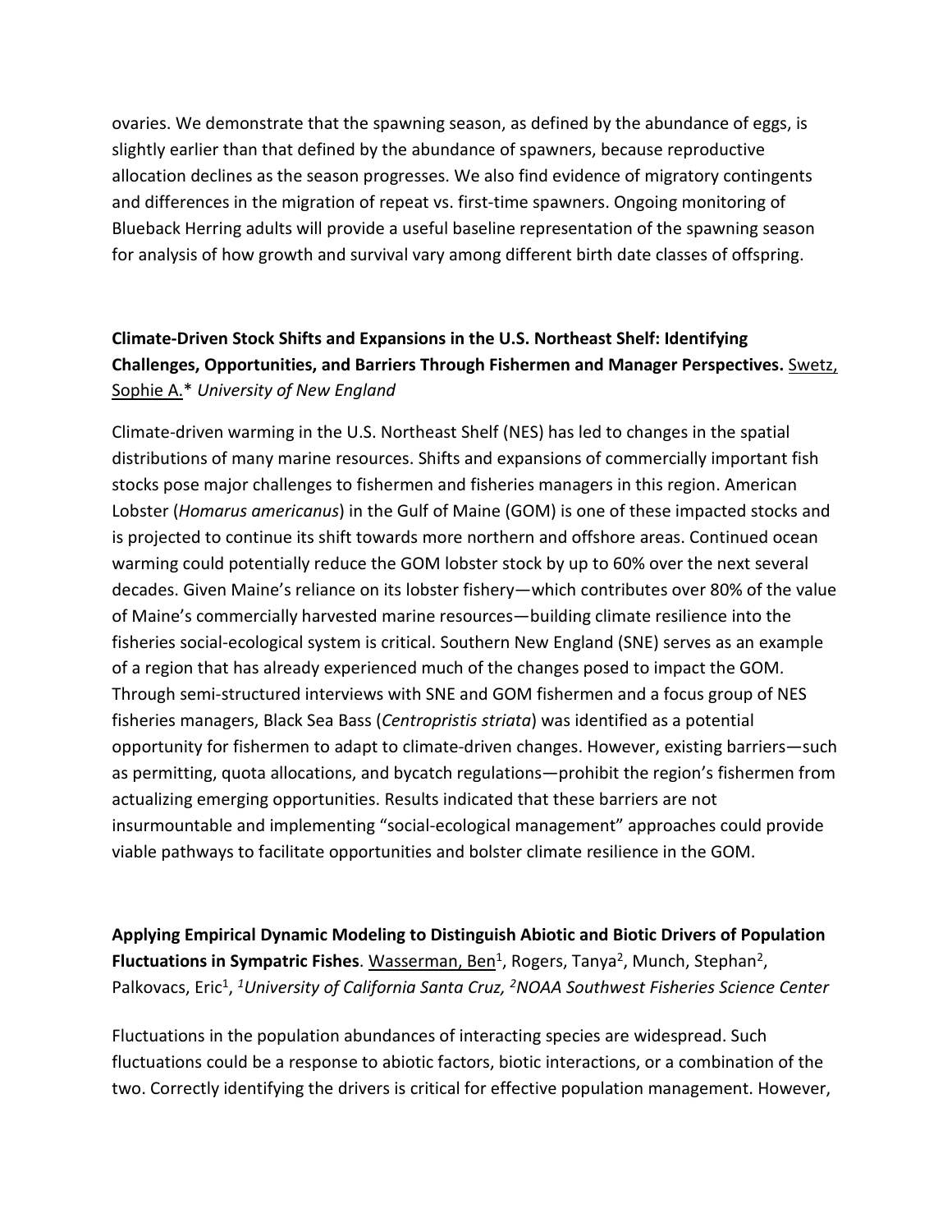ovaries. We demonstrate that the spawning season, as defined by the abundance of eggs, is slightly earlier than that defined by the abundance of spawners, because reproductive allocation declines as the season progresses. We also find evidence of migratory contingents and differences in the migration of repeat vs. first-time spawners. Ongoing monitoring of Blueback Herring adults will provide a useful baseline representation of the spawning season for analysis of how growth and survival vary among different birth date classes of offspring.

**Climate-Driven Stock Shifts and Expansions in the U.S. Northeast Shelf: Identifying Challenges, Opportunities, and Barriers Through Fishermen and Manager Perspectives.** Swetz, Sophie A.* *University of New England*

Climate-driven warming in the U.S. Northeast Shelf (NES) has led to changes in the spatial distributions of many marine resources. Shifts and expansions of commercially important fish stocks pose major challenges to fishermen and fisheries managers in this region. American Lobster (*Homarus americanus*) in the Gulf of Maine (GOM) is one of these impacted stocks and is projected to continue its shift towards more northern and offshore areas. Continued ocean warming could potentially reduce the GOM lobster stock by up to 60% over the next several decades. Given Maine's reliance on its lobster fishery—which contributes over 80% of the value of Maine's commercially harvested marine resources—building climate resilience into the fisheries social-ecological system is critical. Southern New England (SNE) serves as an example of a region that has already experienced much of the changes posed to impact the GOM. Through semi-structured interviews with SNE and GOM fishermen and a focus group of NES fisheries managers, Black Sea Bass (*Centropristis striata*) was identified as a potential opportunity for fishermen to adapt to climate-driven changes. However, existing barriers—such as permitting, quota allocations, and bycatch regulations—prohibit the region's fishermen from actualizing emerging opportunities. Results indicated that these barriers are not insurmountable and implementing "social-ecological management" approaches could provide viable pathways to facilitate opportunities and bolster climate resilience in the GOM.

**Applying Empirical Dynamic Modeling to Distinguish Abiotic and Biotic Drivers of Population Fluctuations in Sympatric Fishes**. Wasserman, Ben[1], Rogers, Tanya[2], Munch, Stephan[2], Palkovacs, Eric[1], [1]*University of California Santa Cruz,* [2]*NOAA Southwest Fisheries Science Center*

Fluctuations in the population abundances of interacting species are widespread. Such fluctuations could be a response to abiotic factors, biotic interactions, or a combination of the two. Correctly identifying the drivers is critical for effective population management. However,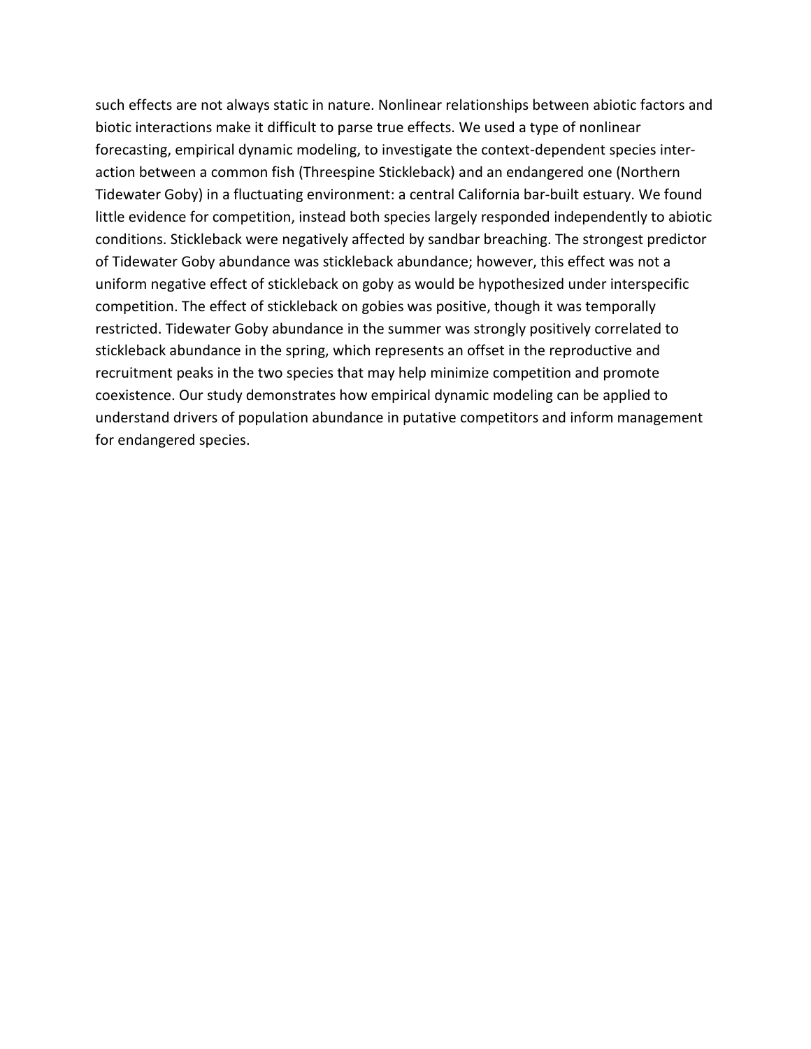such effects are not always static in nature. Nonlinear relationships between abiotic factors and biotic interactions make it difficult to parse true effects. We used a type of nonlinear forecasting, empirical dynamic modeling, to investigate the context-dependent species interaction between a common fish (Threespine Stickleback) and an endangered one (Northern Tidewater Goby) in a fluctuating environment: a central California bar-built estuary. We found little evidence for competition, instead both species largely responded independently to abiotic conditions. Stickleback were negatively affected by sandbar breaching. The strongest predictor of Tidewater Goby abundance was stickleback abundance; however, this effect was not a uniform negative effect of stickleback on goby as would be hypothesized under interspecific competition. The effect of stickleback on gobies was positive, though it was temporally restricted. Tidewater Goby abundance in the summer was strongly positively correlated to stickleback abundance in the spring, which represents an offset in the reproductive and recruitment peaks in the two species that may help minimize competition and promote coexistence. Our study demonstrates how empirical dynamic modeling can be applied to understand drivers of population abundance in putative competitors and inform management for endangered species.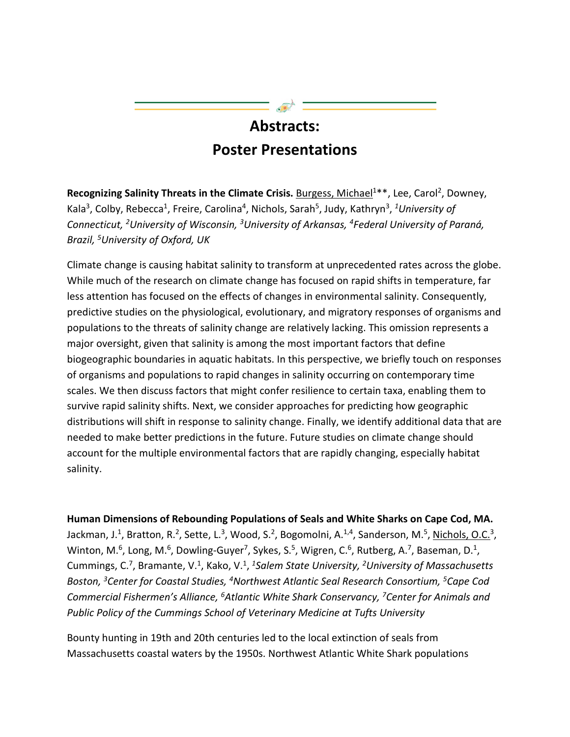# Abstracts: Poster Presentations

**Recognizing Salinity Threats in the Climate Crisis.** Burgess, Michael[1]**, Lee, Carol[2], Downey, Kala[3], Colby, Rebecca[1], Freire, Carolina[4], Nichols, Sarah[5], Judy, Kathryn[3], *[1]University of Connecticut, [2]University of Wisconsin, [3]University of Arkansas, [4]Federal University of Paraná, Brazil, [5]University of Oxford, UK*

Climate change is causing habitat salinity to transform at unprecedented rates across the globe. While much of the research on climate change has focused on rapid shifts in temperature, far less attention has focused on the effects of changes in environmental salinity. Consequently, predictive studies on the physiological, evolutionary, and migratory responses of organisms and populations to the threats of salinity change are relatively lacking. This omission represents a major oversight, given that salinity is among the most important factors that define biogeographic boundaries in aquatic habitats. In this perspective, we briefly touch on responses of organisms and populations to rapid changes in salinity occurring on contemporary time scales. We then discuss factors that might confer resilience to certain taxa, enabling them to survive rapid salinity shifts. Next, we consider approaches for predicting how geographic distributions will shift in response to salinity change. Finally, we identify additional data that are needed to make better predictions in the future. Future studies on climate change should account for the multiple environmental factors that are rapidly changing, especially habitat salinity.

**Human Dimensions of Rebounding Populations of Seals and White Sharks on Cape Cod, MA.** Jackman, J.[1], Bratton, R.[2], Sette, L.[3], Wood, S.[2], Bogomolni, A.[1,4], Sanderson, M.[5], Nichols, O.C.[3], Winton, M.[6], Long, M.[6], Dowling-Guyer[7], Sykes, S.[5], Wigren, C.[6], Rutberg, A.[7], Baseman, D.[1], Cummings, C.[7], Bramante, V.[1], Kako, V.[1], *[1]Salem State University, [2]University of Massachusetts Boston, [3]Center for Coastal Studies, [4]Northwest Atlantic Seal Research Consortium, [5]Cape Cod Commercial Fishermen's Alliance, [6]Atlantic White Shark Conservancy, [7]Center for Animals and Public Policy of the Cummings School of Veterinary Medicine at Tufts University*

Bounty hunting in 19th and 20th centuries led to the local extinction of seals from Massachusetts coastal waters by the 1950s. Northwest Atlantic White Shark populations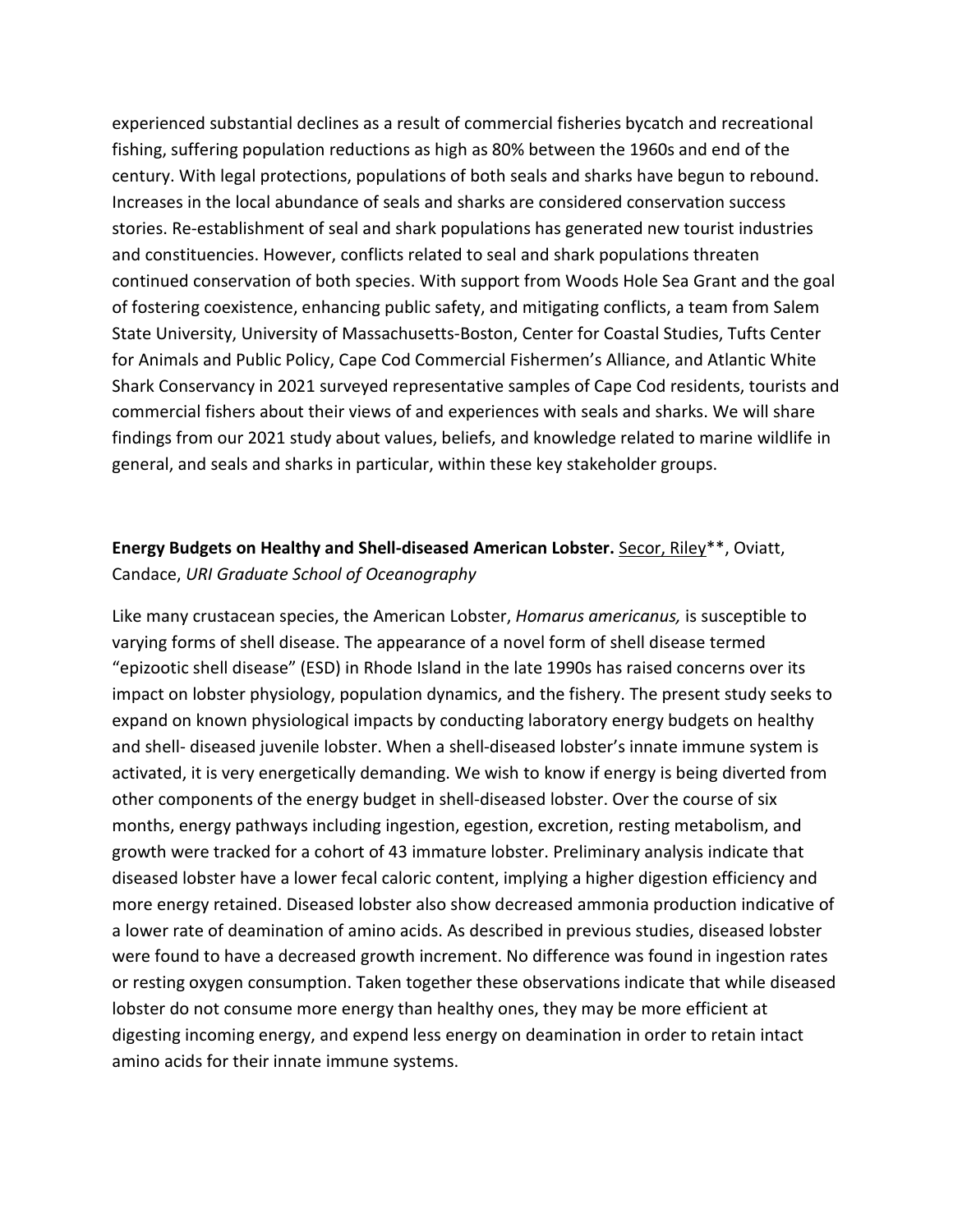experienced substantial declines as a result of commercial fisheries bycatch and recreational fishing, suffering population reductions as high as 80% between the 1960s and end of the century. With legal protections, populations of both seals and sharks have begun to rebound. Increases in the local abundance of seals and sharks are considered conservation success stories. Re-establishment of seal and shark populations has generated new tourist industries and constituencies. However, conflicts related to seal and shark populations threaten continued conservation of both species. With support from Woods Hole Sea Grant and the goal of fostering coexistence, enhancing public safety, and mitigating conflicts, a team from Salem State University, University of Massachusetts-Boston, Center for Coastal Studies, Tufts Center for Animals and Public Policy, Cape Cod Commercial Fishermen's Alliance, and Atlantic White Shark Conservancy in 2021 surveyed representative samples of Cape Cod residents, tourists and commercial fishers about their views of and experiences with seals and sharks. We will share findings from our 2021 study about values, beliefs, and knowledge related to marine wildlife in general, and seals and sharks in particular, within these key stakeholder groups.

**Energy Budgets on Healthy and Shell-diseased American Lobster.** Secor, Riley**, Oviatt, Candace, *URI Graduate School of Oceanography*

Like many crustacean species, the American Lobster, *Homarus americanus,* is susceptible to varying forms of shell disease. The appearance of a novel form of shell disease termed "epizootic shell disease" (ESD) in Rhode Island in the late 1990s has raised concerns over its impact on lobster physiology, population dynamics, and the fishery. The present study seeks to expand on known physiological impacts by conducting laboratory energy budgets on healthy and shell- diseased juvenile lobster. When a shell-diseased lobster's innate immune system is activated, it is very energetically demanding. We wish to know if energy is being diverted from other components of the energy budget in shell-diseased lobster. Over the course of six months, energy pathways including ingestion, egestion, excretion, resting metabolism, and growth were tracked for a cohort of 43 immature lobster. Preliminary analysis indicate that diseased lobster have a lower fecal caloric content, implying a higher digestion efficiency and more energy retained. Diseased lobster also show decreased ammonia production indicative of a lower rate of deamination of amino acids. As described in previous studies, diseased lobster were found to have a decreased growth increment. No difference was found in ingestion rates or resting oxygen consumption. Taken together these observations indicate that while diseased lobster do not consume more energy than healthy ones, they may be more efficient at digesting incoming energy, and expend less energy on deamination in order to retain intact amino acids for their innate immune systems.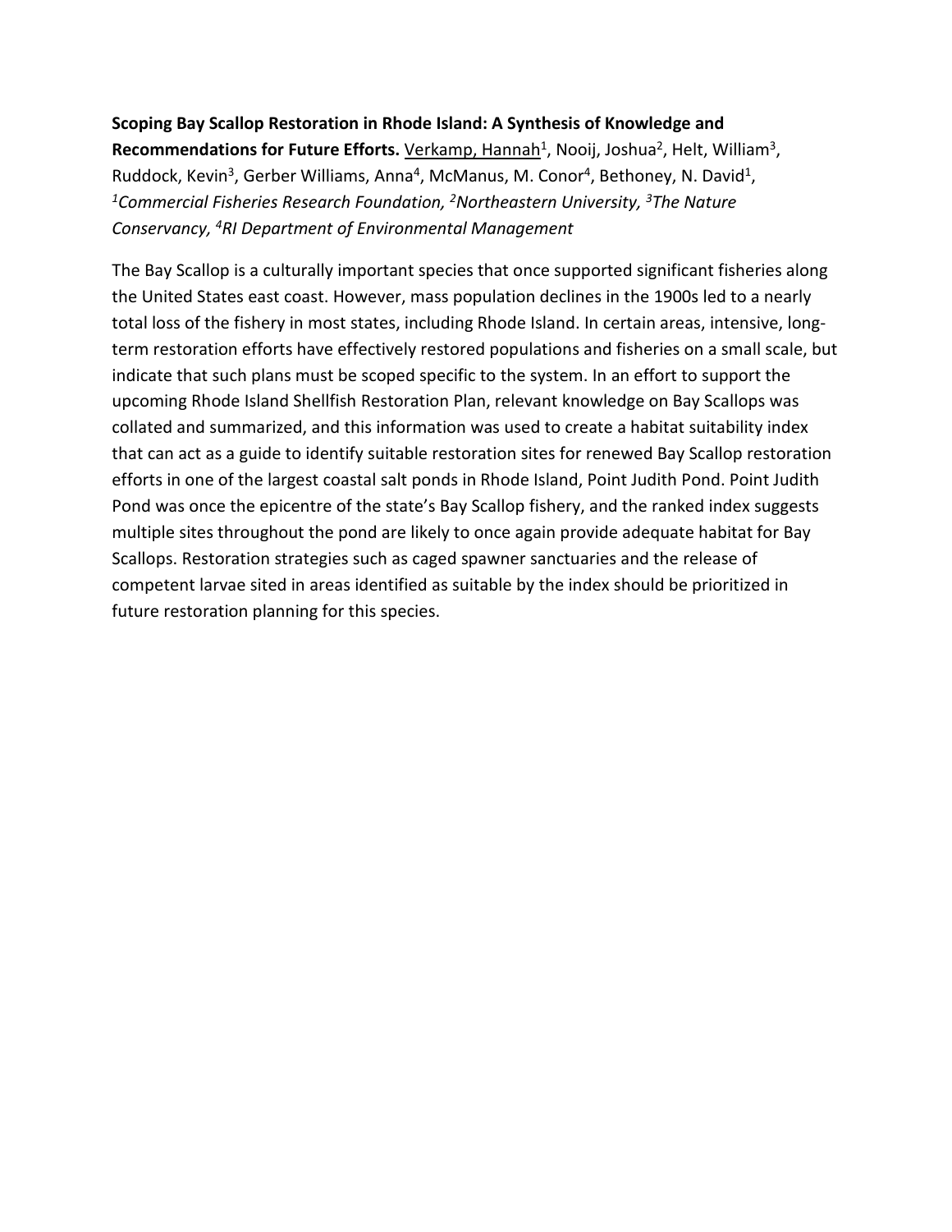**Scoping Bay Scallop Restoration in Rhode Island: A Synthesis of Knowledge and Recommendations for Future Efforts.** Verkamp, Hannah[1], Nooij, Joshua[2], Helt, William[3], Ruddock, Kevin[3], Gerber Williams, Anna[4], McManus, M. Conor[4], Bethoney, N. David[1], *[1]Commercial Fisheries Research Foundation, [2]Northeastern University, [3]The Nature Conservancy, [4]RI Department of Environmental Management*

The Bay Scallop is a culturally important species that once supported significant fisheries along the United States east coast. However, mass population declines in the 1900s led to a nearly total loss of the fishery in most states, including Rhode Island. In certain areas, intensive, long-term restoration efforts have effectively restored populations and fisheries on a small scale, but indicate that such plans must be scoped specific to the system. In an effort to support the upcoming Rhode Island Shellfish Restoration Plan, relevant knowledge on Bay Scallops was collated and summarized, and this information was used to create a habitat suitability index that can act as a guide to identify suitable restoration sites for renewed Bay Scallop restoration efforts in one of the largest coastal salt ponds in Rhode Island, Point Judith Pond. Point Judith Pond was once the epicentre of the state's Bay Scallop fishery, and the ranked index suggests multiple sites throughout the pond are likely to once again provide adequate habitat for Bay Scallops. Restoration strategies such as caged spawner sanctuaries and the release of competent larvae sited in areas identified as suitable by the index should be prioritized in future restoration planning for this species.